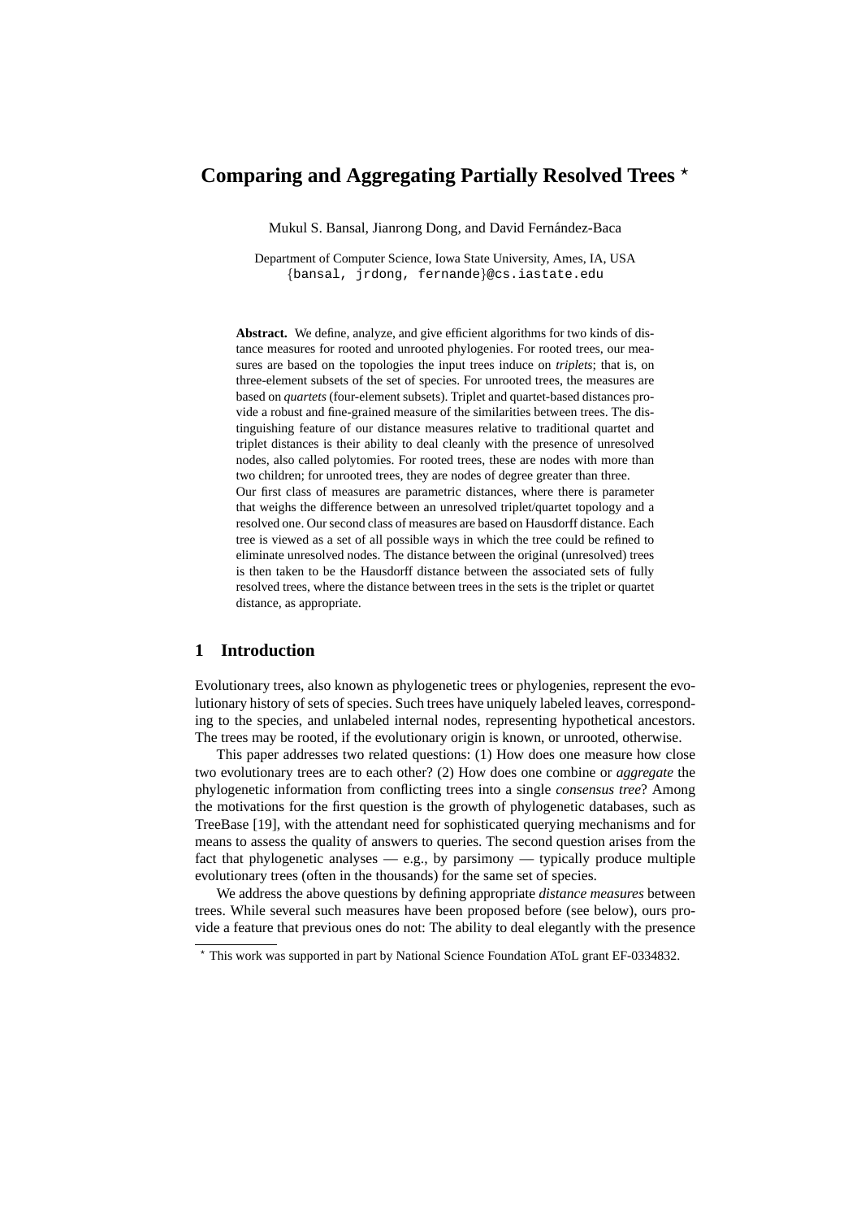# Comparing and Aggregating Partially Resolved Trees ⋆

Mukul S. Bansal, Jianrong Dong, and David Fernández-Baca

Department of Computer Science, Iowa State University, Ames, IA, USA
{bansal, jrdong, fernande}@cs.iastate.edu

**Abstract.** We define, analyze, and give efficient algorithms for two kinds of distance measures for rooted and unrooted phylogenies. For rooted trees, our measures are based on the topologies the input trees induce on *triplets*; that is, on three-element subsets of the set of species. For unrooted trees, the measures are based on *quartets* (four-element subsets). Triplet and quartet-based distances provide a robust and fine-grained measure of the similarities between trees. The distinguishing feature of our distance measures relative to traditional quartet and triplet distances is their ability to deal cleanly with the presence of unresolved nodes, also called polytomies. For rooted trees, these are nodes with more than two children; for unrooted trees, they are nodes of degree greater than three.

Our first class of measures are parametric distances, where there is parameter that weighs the difference between an unresolved triplet/quartet topology and a resolved one. Our second class of measures are based on Hausdorff distance. Each tree is viewed as a set of all possible ways in which the tree could be refined to eliminate unresolved nodes. The distance between the original (unresolved) trees is then taken to be the Hausdorff distance between the associated sets of fully resolved trees, where the distance between trees in the sets is the triplet or quartet distance, as appropriate.

## 1 Introduction

Evolutionary trees, also known as phylogenetic trees or phylogenies, represent the evolutionary history of sets of species. Such trees have uniquely labeled leaves, corresponding to the species, and unlabeled internal nodes, representing hypothetical ancestors. The trees may be rooted, if the evolutionary origin is known, or unrooted, otherwise.

This paper addresses two related questions: (1) How does one measure how close two evolutionary trees are to each other? (2) How does one combine or *aggregate* the phylogenetic information from conflicting trees into a single *consensus tree*? Among the motivations for the first question is the growth of phylogenetic databases, such as TreeBase [19], with the attendant need for sophisticated querying mechanisms and for means to assess the quality of answers to queries. The second question arises from the fact that phylogenetic analyses — e.g., by parsimony — typically produce multiple evolutionary trees (often in the thousands) for the same set of species.

We address the above questions by defining appropriate *distance measures* between trees. While several such measures have been proposed before (see below), ours provide a feature that previous ones do not: The ability to deal elegantly with the presence

⋆ This work was supported in part by National Science Foundation AToL grant EF-0334832.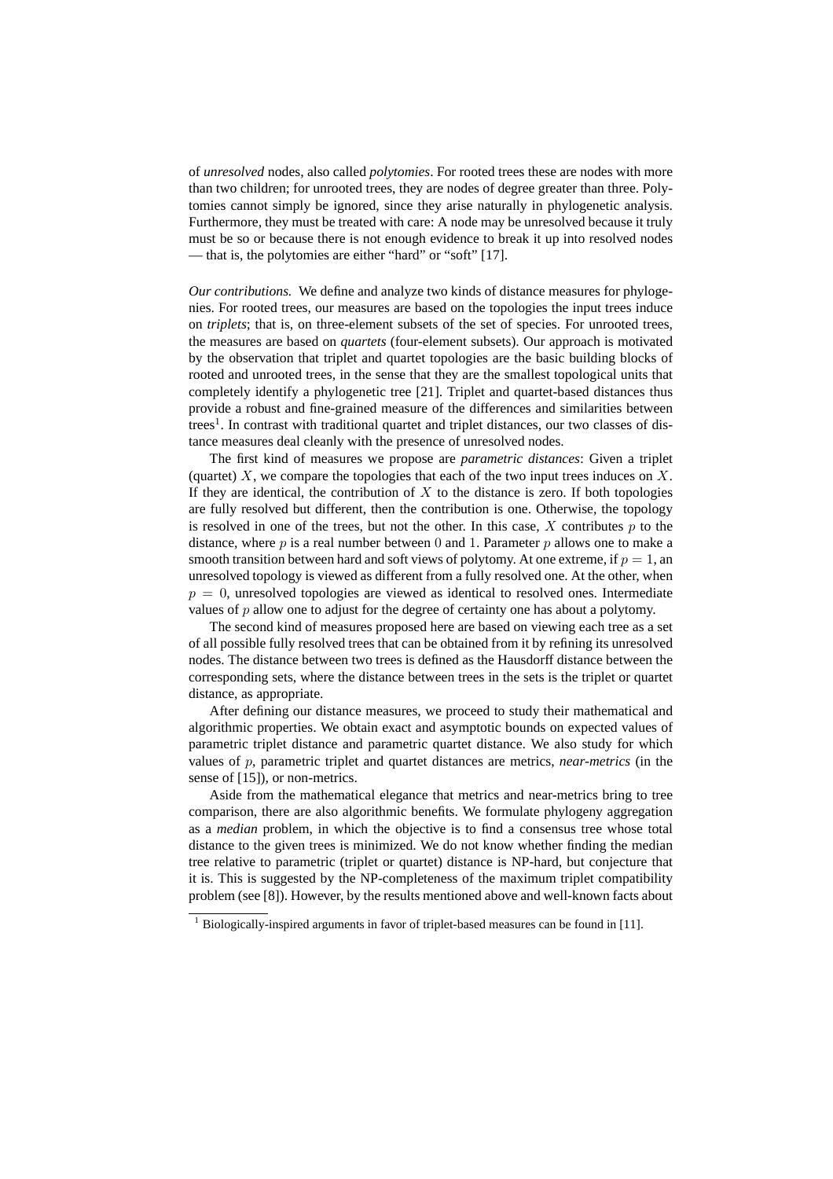of *unresolved* nodes, also called *polytomies*. For rooted trees these are nodes with more than two children; for unrooted trees, they are nodes of degree greater than three. Polytomies cannot simply be ignored, since they arise naturally in phylogenetic analysis. Furthermore, they must be treated with care: A node may be unresolved because it truly must be so or because there is not enough evidence to break it up into resolved nodes — that is, the polytomies are either "hard" or "soft" [17].

*Our contributions.* We define and analyze two kinds of distance measures for phylogenies. For rooted trees, our measures are based on the topologies the input trees induce on *triplets*; that is, on three-element subsets of the set of species. For unrooted trees, the measures are based on *quartets* (four-element subsets). Our approach is motivated by the observation that triplet and quartet topologies are the basic building blocks of rooted and unrooted trees, in the sense that they are the smallest topological units that completely identify a phylogenetic tree [21]. Triplet and quartet-based distances thus provide a robust and fine-grained measure of the differences and similarities between trees[1]. In contrast with traditional quartet and triplet distances, our two classes of distance measures deal cleanly with the presence of unresolved nodes.

The first kind of measures we propose are *parametric distances*: Given a triplet (quartet) $X$, we compare the topologies that each of the two input trees induces on $X$. If they are identical, the contribution of $X$ to the distance is zero. If both topologies are fully resolved but different, then the contribution is one. Otherwise, the topology is resolved in one of the trees, but not the other. In this case, $X$ contributes $p$ to the distance, where $p$ is a real number between $0$ and $1$. Parameter $p$ allows one to make a smooth transition between hard and soft views of polytomy. At one extreme, if $p = 1$, an unresolved topology is viewed as different from a fully resolved one. At the other, when $p = 0$, unresolved topologies are viewed as identical to resolved ones. Intermediate values of $p$ allow one to adjust for the degree of certainty one has about a polytomy.

The second kind of measures proposed here are based on viewing each tree as a set of all possible fully resolved trees that can be obtained from it by refining its unresolved nodes. The distance between two trees is defined as the Hausdorff distance between the corresponding sets, where the distance between trees in the sets is the triplet or quartet distance, as appropriate.

After defining our distance measures, we proceed to study their mathematical and algorithmic properties. We obtain exact and asymptotic bounds on expected values of parametric triplet distance and parametric quartet distance. We also study for which values of $p$, parametric triplet and quartet distances are metrics, *near-metrics* (in the sense of [15]), or non-metrics.

Aside from the mathematical elegance that metrics and near-metrics bring to tree comparison, there are also algorithmic benefits. We formulate phylogeny aggregation as a *median* problem, in which the objective is to find a consensus tree whose total distance to the given trees is minimized. We do not know whether finding the median tree relative to parametric (triplet or quartet) distance is NP-hard, but conjecture that it is. This is suggested by the NP-completeness of the maximum triplet compatibility problem (see [8]). However, by the results mentioned above and well-known facts about

[1] Biologically-inspired arguments in favor of triplet-based measures can be found in [11].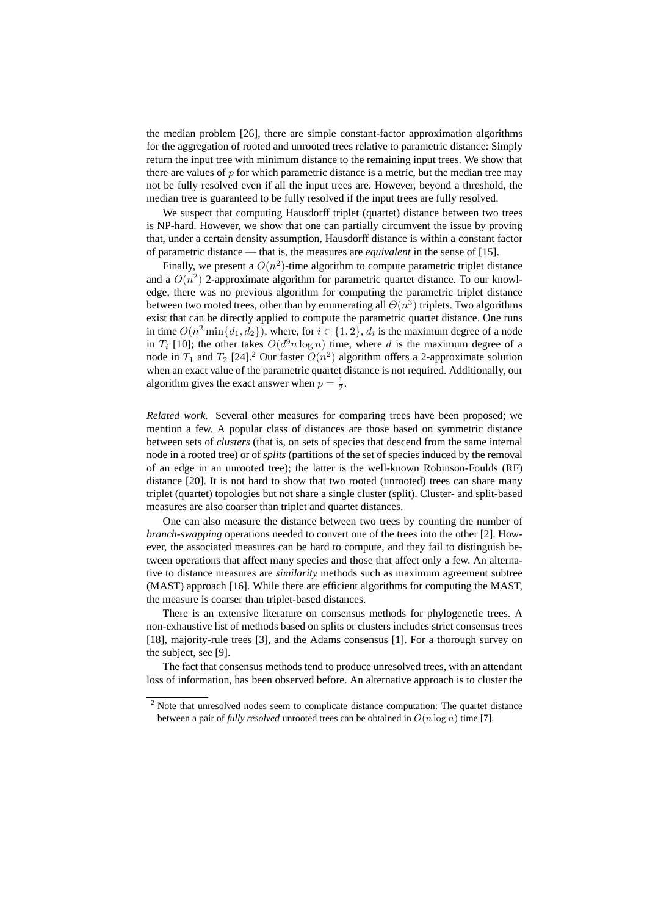the median problem [26], there are simple constant-factor approximation algorithms for the aggregation of rooted and unrooted trees relative to parametric distance: Simply return the input tree with minimum distance to the remaining input trees. We show that there are values of $p$ for which parametric distance is a metric, but the median tree may not be fully resolved even if all the input trees are. However, beyond a threshold, the median tree is guaranteed to be fully resolved if the input trees are fully resolved.

We suspect that computing Hausdorff triplet (quartet) distance between two trees is NP-hard. However, we show that one can partially circumvent the issue by proving that, under a certain density assumption, Hausdorff distance is within a constant factor of parametric distance — that is, the measures are *equivalent* in the sense of [15].

Finally, we present a $O(n^2)$-time algorithm to compute parametric triplet distance and a $O(n^2)$ 2-approximate algorithm for parametric quartet distance. To our knowledge, there was no previous algorithm for computing the parametric triplet distance between two rooted trees, other than by enumerating all $\Theta(n^3)$ triplets. Two algorithms exist that can be directly applied to compute the parametric quartet distance. One runs in time $O(n^2 \min\{d_1, d_2\})$, where, for $i \in \{1, 2\}$, $d_i$ is the maximum degree of a node in $T_i$ [10]; the other takes $O(d^9 n \log n)$ time, where $d$ is the maximum degree of a node in $T_1$ and $T_2$ [24].[2] Our faster $O(n^2)$ algorithm offers a 2-approximate solution when an exact value of the parametric quartet distance is not required. Additionally, our algorithm gives the exact answer when $p = \frac{1}{2}$.

*Related work.* Several other measures for comparing trees have been proposed; we mention a few. A popular class of distances are those based on symmetric distance between sets of *clusters* (that is, on sets of species that descend from the same internal node in a rooted tree) or of *splits* (partitions of the set of species induced by the removal of an edge in an unrooted tree); the latter is the well-known Robinson-Foulds (RF) distance [20]. It is not hard to show that two rooted (unrooted) trees can share many triplet (quartet) topologies but not share a single cluster (split). Cluster- and split-based measures are also coarser than triplet and quartet distances.

One can also measure the distance between two trees by counting the number of *branch-swapping* operations needed to convert one of the trees into the other [2]. However, the associated measures can be hard to compute, and they fail to distinguish between operations that affect many species and those that affect only a few. An alternative to distance measures are *similarity* methods such as maximum agreement subtree (MAST) approach [16]. While there are efficient algorithms for computing the MAST, the measure is coarser than triplet-based distances.

There is an extensive literature on consensus methods for phylogenetic trees. A non-exhaustive list of methods based on splits or clusters includes strict consensus trees [18], majority-rule trees [3], and the Adams consensus [1]. For a thorough survey on the subject, see [9].

The fact that consensus methods tend to produce unresolved trees, with an attendant loss of information, has been observed before. An alternative approach is to cluster the

[2] Note that unresolved nodes seem to complicate distance computation: The quartet distance between a pair of *fully resolved* unrooted trees can be obtained in $O(n \log n)$ time [7].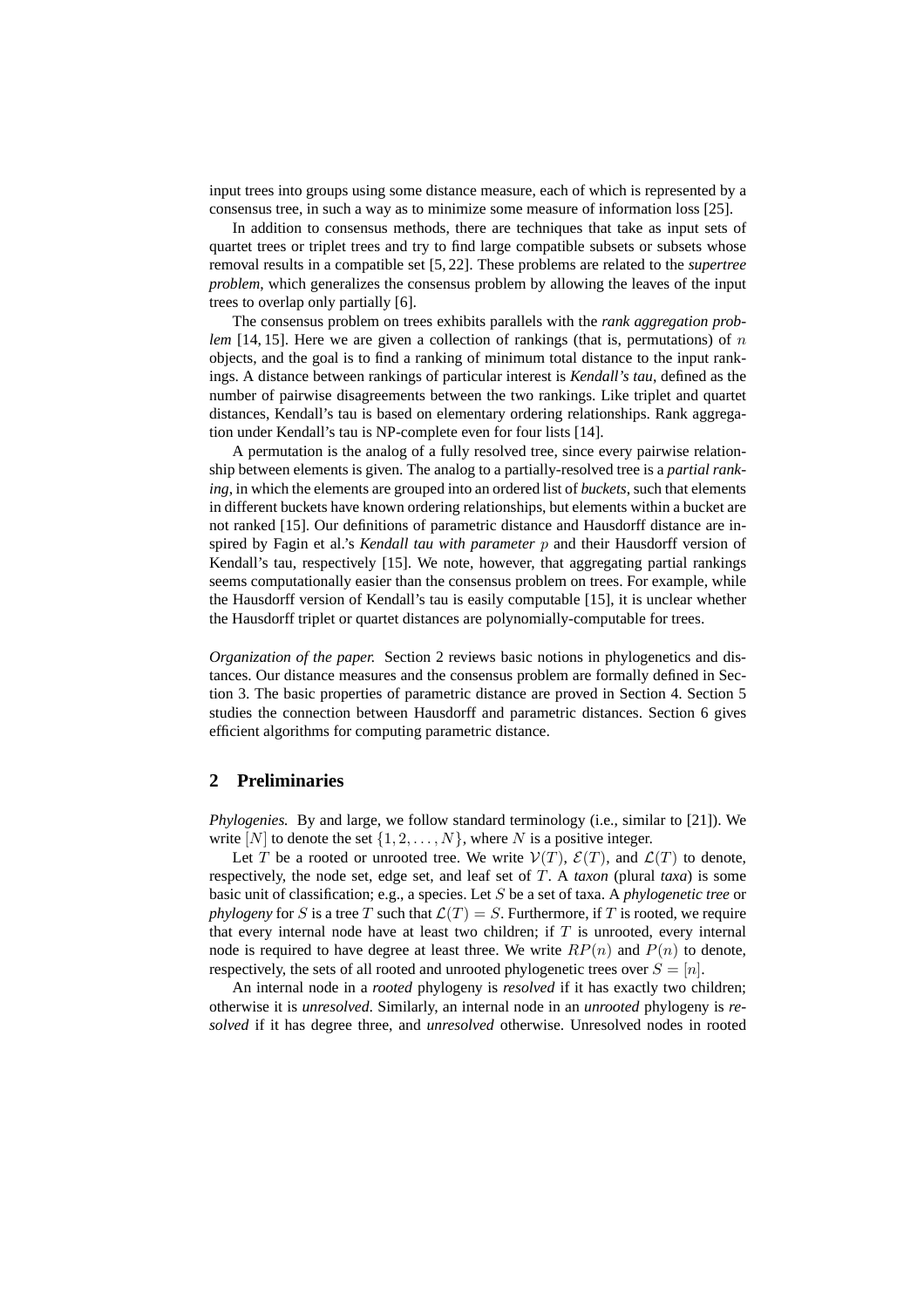input trees into groups using some distance measure, each of which is represented by a consensus tree, in such a way as to minimize some measure of information loss [25].

In addition to consensus methods, there are techniques that take as input sets of quartet trees or triplet trees and try to find large compatible subsets or subsets whose removal results in a compatible set [5, 22]. These problems are related to the *supertree problem*, which generalizes the consensus problem by allowing the leaves of the input trees to overlap only partially [6].

The consensus problem on trees exhibits parallels with the *rank aggregation problem* [14, 15]. Here we are given a collection of rankings (that is, permutations) of $n$ objects, and the goal is to find a ranking of minimum total distance to the input rankings. A distance between rankings of particular interest is *Kendall's tau*, defined as the number of pairwise disagreements between the two rankings. Like triplet and quartet distances, Kendall's tau is based on elementary ordering relationships. Rank aggregation under Kendall's tau is NP-complete even for four lists [14].

A permutation is the analog of a fully resolved tree, since every pairwise relationship between elements is given. The analog to a partially-resolved tree is a *partial ranking*, in which the elements are grouped into an ordered list of *buckets*, such that elements in different buckets have known ordering relationships, but elements within a bucket are not ranked [15]. Our definitions of parametric distance and Hausdorff distance are inspired by Fagin et al.'s *Kendall tau with parameter* $p$ and their Hausdorff version of Kendall's tau, respectively [15]. We note, however, that aggregating partial rankings seems computationally easier than the consensus problem on trees. For example, while the Hausdorff version of Kendall's tau is easily computable [15], it is unclear whether the Hausdorff triplet or quartet distances are polynomially-computable for trees.

*Organization of the paper.* Section 2 reviews basic notions in phylogenetics and distances. Our distance measures and the consensus problem are formally defined in Section 3. The basic properties of parametric distance are proved in Section 4. Section 5 studies the connection between Hausdorff and parametric distances. Section 6 gives efficient algorithms for computing parametric distance.

## 2 Preliminaries

*Phylogenies.* By and large, we follow standard terminology (i.e., similar to [21]). We write $[N]$ to denote the set $\{1, 2, \ldots, N\}$, where $N$ is a positive integer.

Let $T$ be a rooted or unrooted tree. We write $\mathcal{V}(T)$, $\mathcal{E}(T)$, and $\mathcal{L}(T)$ to denote, respectively, the node set, edge set, and leaf set of $T$. A *taxon* (plural *taxa*) is some basic unit of classification; e.g., a species. Let $S$ be a set of taxa. A *phylogenetic tree* or *phylogeny* for $S$ is a tree $T$ such that $\mathcal{L}(T) = S$. Furthermore, if $T$ is rooted, we require that every internal node have at least two children; if $T$ is unrooted, every internal node is required to have degree at least three. We write $RP(n)$ and $P(n)$ to denote, respectively, the sets of all rooted and unrooted phylogenetic trees over $S = [n]$.

An internal node in a *rooted* phylogeny is *resolved* if it has exactly two children; otherwise it is *unresolved*. Similarly, an internal node in an *unrooted* phylogeny is *resolved* if it has degree three, and *unresolved* otherwise. Unresolved nodes in rooted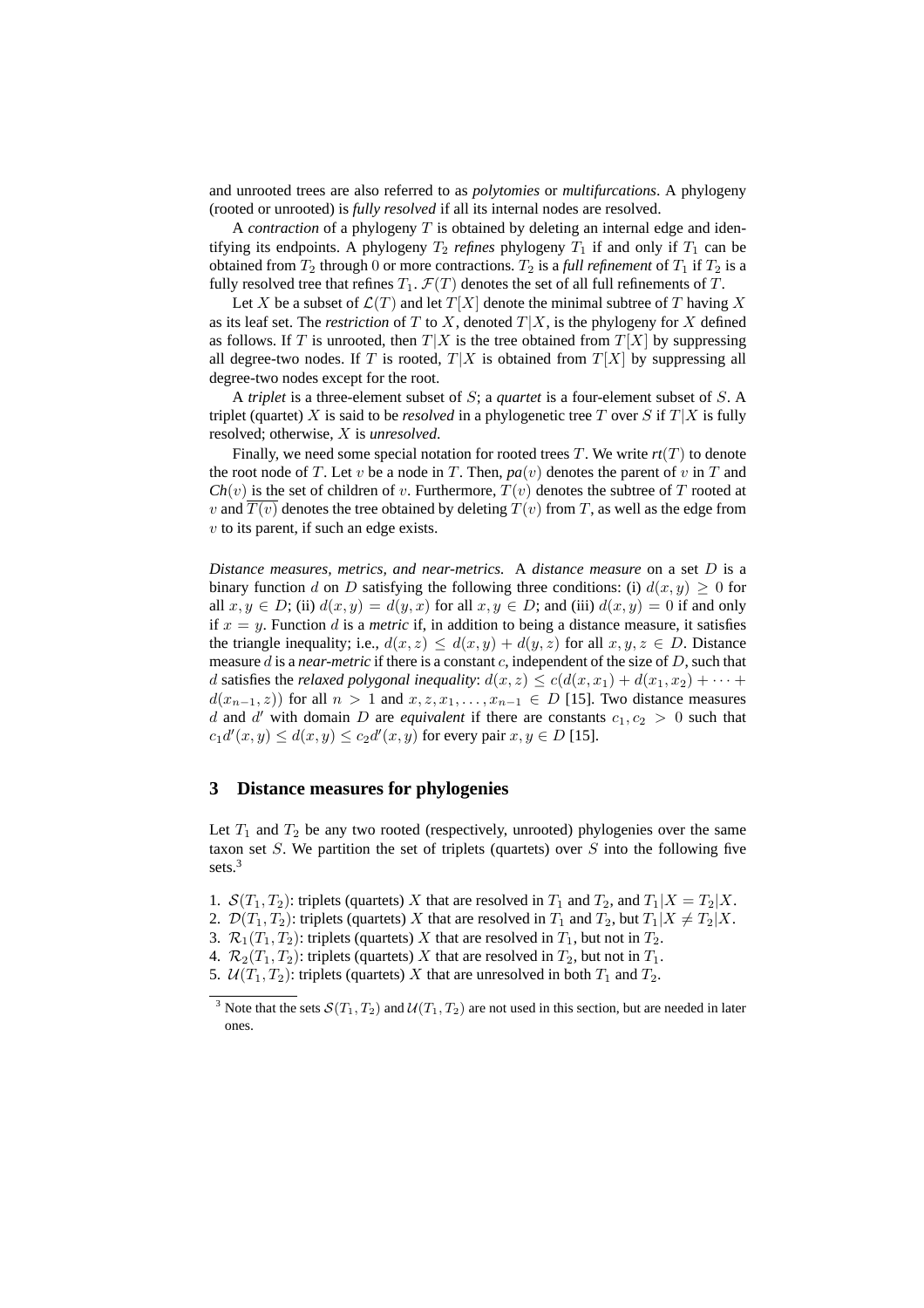and unrooted trees are also referred to as *polytomies* or *multifurcations*. A phylogeny (rooted or unrooted) is *fully resolved* if all its internal nodes are resolved.

A *contraction* of a phylogeny $T$ is obtained by deleting an internal edge and identifying its endpoints. A phylogeny $T_2$ *refines* phylogeny $T_1$ if and only if $T_1$ can be obtained from $T_2$ through 0 or more contractions. $T_2$ is a *full refinement* of $T_1$ if $T_2$ is a fully resolved tree that refines $T_1$. $\mathcal{F}(T)$ denotes the set of all full refinements of $T$.

Let $X$ be a subset of $\mathcal{L}(T)$ and let $T[X]$ denote the minimal subtree of $T$ having $X$ as its leaf set. The *restriction* of $T$ to $X$, denoted $T|X$, is the phylogeny for $X$ defined as follows. If $T$ is unrooted, then $T|X$ is the tree obtained from $T[X]$ by suppressing all degree-two nodes. If $T$ is rooted, $T|X$ is obtained from $T[X]$ by suppressing all degree-two nodes except for the root.

A *triplet* is a three-element subset of $S$; a *quartet* is a four-element subset of $S$. A triplet (quartet) $X$ is said to be *resolved* in a phylogenetic tree $T$ over $S$ if $T|X$ is fully resolved; otherwise, $X$ is *unresolved*.

Finally, we need some special notation for rooted trees $T$. We write $rt(T)$ to denote the root node of $T$. Let $v$ be a node in $T$. Then, $pa(v)$ denotes the parent of $v$ in $T$ and $Ch(v)$ is the set of children of $v$. Furthermore, $T(v)$ denotes the subtree of $T$ rooted at $v$ and $\overline{T(v)}$ denotes the tree obtained by deleting $T(v)$ from $T$, as well as the edge from $v$ to its parent, if such an edge exists.

*Distance measures, metrics, and near-metrics.* A *distance measure* on a set $D$ is a binary function $d$ on $D$ satisfying the following three conditions: (i) $d(x, y) \geq 0$ for all $x, y \in D$; (ii) $d(x, y) = d(y, x)$ for all $x, y \in D$; and (iii) $d(x, y) = 0$ if and only if $x = y$. Function $d$ is a *metric* if, in addition to being a distance measure, it satisfies the triangle inequality; i.e., $d(x, z) \leq d(x, y) + d(y, z)$ for all $x, y, z \in D$. Distance measure $d$ is a *near-metric* if there is a constant $c$, independent of the size of $D$, such that $d$ satisfies the *relaxed polygonal inequality*: $d(x, z) \leq c(d(x, x_1) + d(x_1, x_2) + \cdots + d(x_{n-1}, z))$ for all $n > 1$ and $x, z, x_1, \ldots, x_{n-1} \in D$ [15]. Two distance measures $d$ and $d'$ with domain $D$ are *equivalent* if there are constants $c_1, c_2 > 0$ such that $c_1 d'(x, y) \leq d(x, y) \leq c_2 d'(x, y)$ for every pair $x, y \in D$ [15].

## 3 Distance measures for phylogenies

Let $T_1$ and $T_2$ be any two rooted (respectively, unrooted) phylogenies over the same taxon set $S$. We partition the set of triplets (quartets) over $S$ into the following five sets.[3]

1. $\mathcal{S}(T_1, T_2)$: triplets (quartets) $X$ that are resolved in $T_1$ and $T_2$, and $T_1|X = T_2|X$.
2. $\mathcal{D}(T_1, T_2)$: triplets (quartets) $X$ that are resolved in $T_1$ and $T_2$, but $T_1|X \neq T_2|X$.
3. $\mathcal{R}_1(T_1, T_2)$: triplets (quartets) $X$ that are resolved in $T_1$, but not in $T_2$.
4. $\mathcal{R}_2(T_1, T_2)$: triplets (quartets) $X$ that are resolved in $T_2$, but not in $T_1$.
5. $\mathcal{U}(T_1, T_2)$: triplets (quartets) $X$ that are unresolved in both $T_1$ and $T_2$.

[3] Note that the sets $\mathcal{S}(T_1, T_2)$ and $\mathcal{U}(T_1, T_2)$ are not used in this section, but are needed in later ones.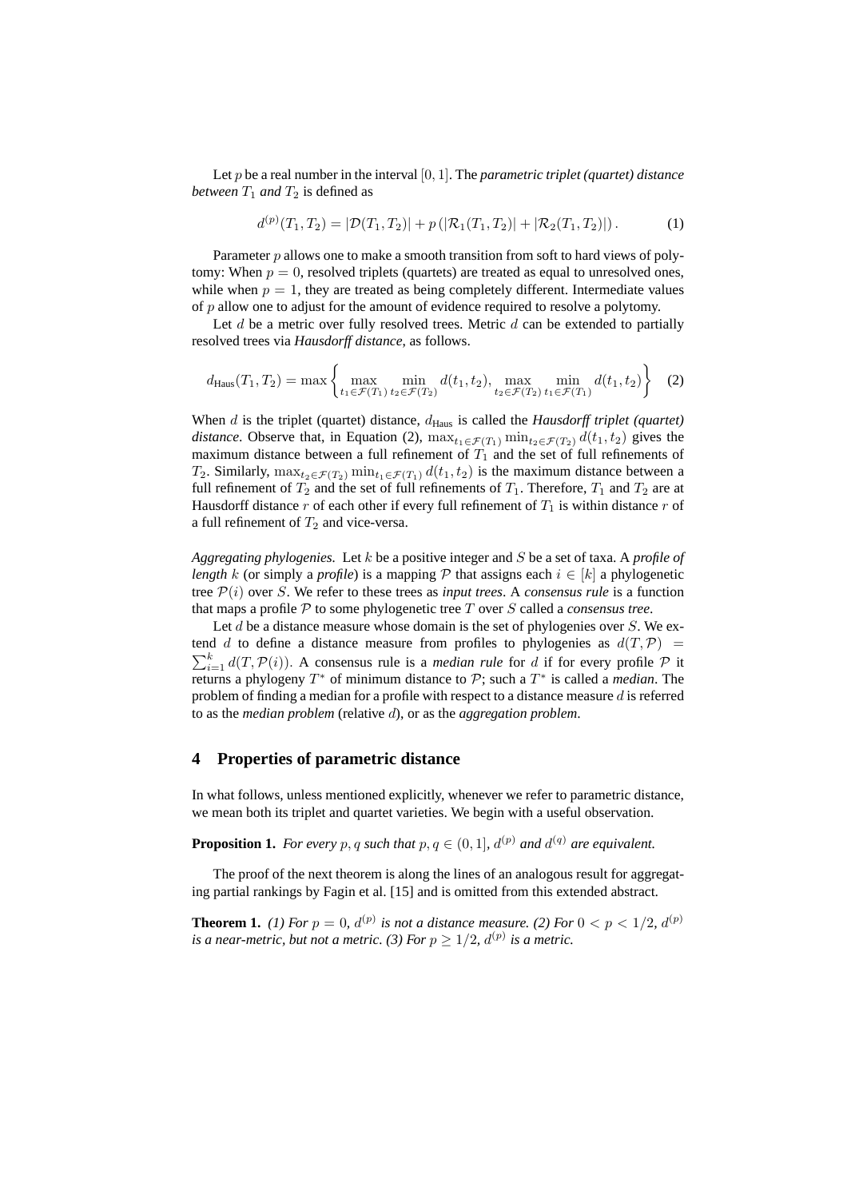Let $p$ be a real number in the interval $[0, 1]$. The *parametric triplet (quartet) distance between $T_1$ and $T_2$* is defined as

$$d^{(p)}(T_1, T_2) = |\mathcal{D}(T_1, T_2)| + p\left(|\mathcal{R}_1(T_1, T_2)| + |\mathcal{R}_2(T_1, T_2)|\right). \tag{1}$$

Parameter $p$ allows one to make a smooth transition from soft to hard views of polytomy: When $p = 0$, resolved triplets (quartets) are treated as equal to unresolved ones, while when $p = 1$, they are treated as being completely different. Intermediate values of $p$ allow one to adjust for the amount of evidence required to resolve a polytomy.

Let $d$ be a metric over fully resolved trees. Metric $d$ can be extended to partially resolved trees via *Hausdorff distance*, as follows.

$$d_{\text{Haus}}(T_1, T_2) = \max\left\{\max_{t_1 \in \mathcal{F}(T_1)} \min_{t_2 \in \mathcal{F}(T_2)} d(t_1, t_2), \max_{t_2 \in \mathcal{F}(T_2)} \min_{t_1 \in \mathcal{F}(T_1)} d(t_1, t_2)\right\} \tag{2}$$

When $d$ is the triplet (quartet) distance, $d_{\text{Haus}}$ is called the *Hausdorff triplet (quartet) distance*. Observe that, in Equation (2), $\max_{t_1 \in \mathcal{F}(T_1)} \min_{t_2 \in \mathcal{F}(T_2)} d(t_1, t_2)$ gives the maximum distance between a full refinement of $T_1$ and the set of full refinements of $T_2$. Similarly, $\max_{t_2 \in \mathcal{F}(T_2)} \min_{t_1 \in \mathcal{F}(T_1)} d(t_1, t_2)$ is the maximum distance between a full refinement of $T_2$ and the set of full refinements of $T_1$. Therefore, $T_1$ and $T_2$ are at Hausdorff distance $r$ of each other if every full refinement of $T_1$ is within distance $r$ of a full refinement of $T_2$ and vice-versa.

*Aggregating phylogenies.* Let $k$ be a positive integer and $S$ be a set of taxa. A *profile of length $k$* (or simply a *profile*) is a mapping $\mathcal{P}$ that assigns each $i \in [k]$ a phylogenetic tree $\mathcal{P}(i)$ over $S$. We refer to these trees as *input trees*. A *consensus rule* is a function that maps a profile $\mathcal{P}$ to some phylogenetic tree $T$ over $S$ called a *consensus tree*.

Let $d$ be a distance measure whose domain is the set of phylogenies over $S$. We extend $d$ to define a distance measure from profiles to phylogenies as $d(T, \mathcal{P}) = \sum_{i=1}^{k} d(T, \mathcal{P}(i))$. A consensus rule is a *median rule* for $d$ if for every profile $\mathcal{P}$ it returns a phylogeny $T^*$ of minimum distance to $\mathcal{P}$; such a $T^*$ is called a *median*. The problem of finding a median for a profile with respect to a distance measure $d$ is referred to as the *median problem* (relative $d$), or as the *aggregation problem*.

## 4 Properties of parametric distance

In what follows, unless mentioned explicitly, whenever we refer to parametric distance, we mean both its triplet and quartet varieties. We begin with a useful observation.

**Proposition 1.** *For every $p, q$ such that $p, q \in (0, 1]$, $d^{(p)}$ and $d^{(q)}$ are equivalent.*

The proof of the next theorem is along the lines of an analogous result for aggregating partial rankings by Fagin et al. [15] and is omitted from this extended abstract.

**Theorem 1.** *(1) For $p = 0$, $d^{(p)}$ is not a distance measure. (2) For $0 < p < 1/2$, $d^{(p)}$ is a near-metric, but not a metric. (3) For $p \geq 1/2$, $d^{(p)}$ is a metric.*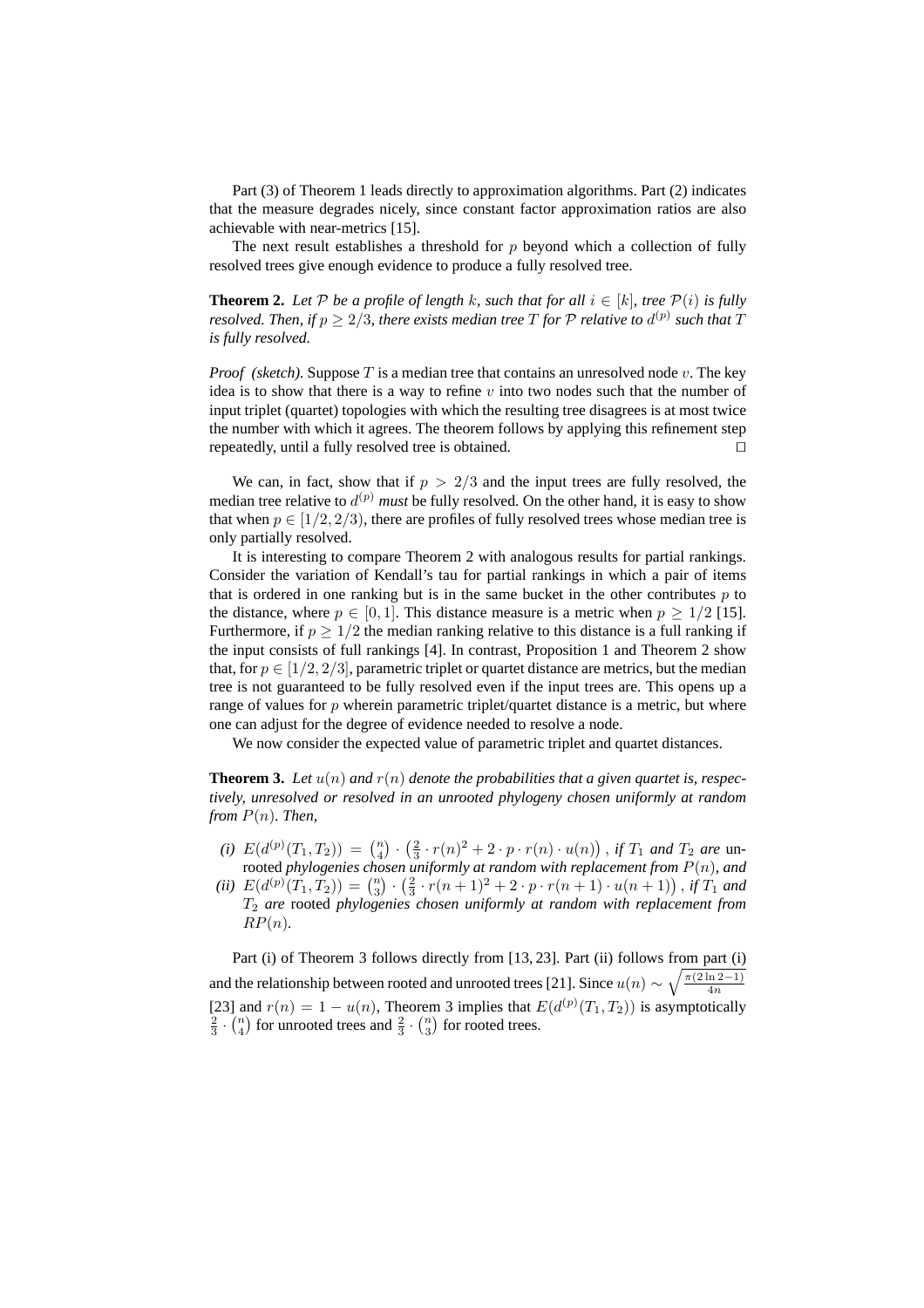Part (3) of Theorem 1 leads directly to approximation algorithms. Part (2) indicates that the measure degrades nicely, since constant factor approximation ratios are also achievable with near-metrics [15].

The next result establishes a threshold for $p$ beyond which a collection of fully resolved trees give enough evidence to produce a fully resolved tree.

**Theorem 2.** *Let $\mathcal{P}$ be a profile of length $k$, such that for all $i \in [k]$, tree $\mathcal{P}(i)$ is fully resolved. Then, if $p \geq 2/3$, there exists median tree $T$ for $\mathcal{P}$ relative to $d^{(p)}$ such that $T$ is fully resolved.*

*Proof (sketch).* Suppose $T$ is a median tree that contains an unresolved node $v$. The key idea is to show that there is a way to refine $v$ into two nodes such that the number of input triplet (quartet) topologies with which the resulting tree disagrees is at most twice the number with which it agrees. The theorem follows by applying this refinement step repeatedly, until a fully resolved tree is obtained. ☐

We can, in fact, show that if $p > 2/3$ and the input trees are fully resolved, the median tree relative to $d^{(p)}$ *must* be fully resolved. On the other hand, it is easy to show that when $p \in [1/2, 2/3)$, there are profiles of fully resolved trees whose median tree is only partially resolved.

It is interesting to compare Theorem 2 with analogous results for partial rankings. Consider the variation of Kendall's tau for partial rankings in which a pair of items that is ordered in one ranking but is in the same bucket in the other contributes $p$ to the distance, where $p \in [0, 1]$. This distance measure is a metric when $p \geq 1/2$ [15]. Furthermore, if $p \geq 1/2$ the median ranking relative to this distance is a full ranking if the input consists of full rankings [4]. In contrast, Proposition 1 and Theorem 2 show that, for $p \in [1/2, 2/3]$, parametric triplet or quartet distance are metrics, but the median tree is not guaranteed to be fully resolved even if the input trees are. This opens up a range of values for $p$ wherein parametric triplet/quartet distance is a metric, but where one can adjust for the degree of evidence needed to resolve a node.

We now consider the expected value of parametric triplet and quartet distances.

**Theorem 3.** *Let $u(n)$ and $r(n)$ denote the probabilities that a given quartet is, respectively, unresolved or resolved in an unrooted phylogeny chosen uniformly at random from $P(n)$. Then,*

*(i)* $E(d^{(p)}(T_1, T_2)) = \binom{n}{4} \cdot \left(\frac{2}{3} \cdot r(n)^2 + 2 \cdot p \cdot r(n) \cdot u(n)\right)$, *if $T_1$ and $T_2$ are* unrooted *phylogenies chosen uniformly at random with replacement from $P(n)$, and*

*(ii)* $E(d^{(p)}(T_1, T_2)) = \binom{n}{3} \cdot \left(\frac{2}{3} \cdot r(n+1)^2 + 2 \cdot p \cdot r(n+1) \cdot u(n+1)\right)$, *if $T_1$ and $T_2$ are* rooted *phylogenies chosen uniformly at random with replacement from $RP(n)$.*

Part (i) of Theorem 3 follows directly from [13, 23]. Part (ii) follows from part (i) and the relationship between rooted and unrooted trees [21]. Since $u(n) \sim \sqrt{\frac{\pi(2\ln 2 - 1)}{4n}}$ [23] and $r(n) = 1 - u(n)$, Theorem 3 implies that $E(d^{(p)}(T_1, T_2))$ is asymptotically $\frac{2}{3} \cdot \binom{n}{4}$ for unrooted trees and $\frac{2}{3} \cdot \binom{n}{3}$ for rooted trees.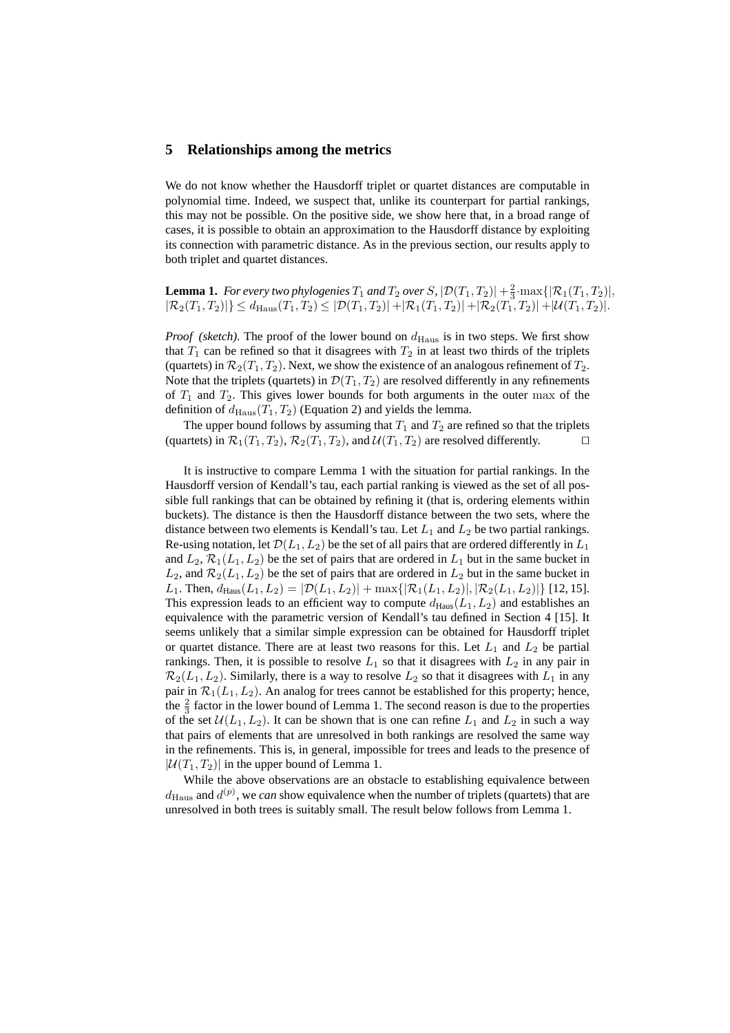## 5 Relationships among the metrics

We do not know whether the Hausdorff triplet or quartet distances are computable in polynomial time. Indeed, we suspect that, unlike its counterpart for partial rankings, this may not be possible. On the positive side, we show here that, in a broad range of cases, it is possible to obtain an approximation to the Hausdorff distance by exploiting its connection with parametric distance. As in the previous section, our results apply to both triplet and quartet distances.

**Lemma 1.** *For every two phylogenies $T_1$ and $T_2$ over $S$, $|\mathcal{D}(T_1,T_2)| + \frac{2}{3}\cdot\max\{|\mathcal{R}_1(T_1,T_2)|, |\mathcal{R}_2(T_1,T_2)|\} \leq d_{\mathrm{Haus}}(T_1,T_2) \leq |\mathcal{D}(T_1,T_2)| + |\mathcal{R}_1(T_1,T_2)| + |\mathcal{R}_2(T_1,T_2)| + |\mathcal{U}(T_1,T_2)|$.*

*Proof (sketch).* The proof of the lower bound on $d_{\mathrm{Haus}}$ is in two steps. We first show that $T_1$ can be refined so that it disagrees with $T_2$ in at least two thirds of the triplets (quartets) in $\mathcal{R}_2(T_1,T_2)$. Next, we show the existence of an analogous refinement of $T_2$. Note that the triplets (quartets) in $\mathcal{D}(T_1,T_2)$ are resolved differently in any refinements of $T_1$ and $T_2$. This gives lower bounds for both arguments in the outer max of the definition of $d_{\mathrm{Haus}}(T_1,T_2)$ (Equation 2) and yields the lemma.

The upper bound follows by assuming that $T_1$ and $T_2$ are refined so that the triplets (quartets) in $\mathcal{R}_1(T_1,T_2)$, $\mathcal{R}_2(T_1,T_2)$, and $\mathcal{U}(T_1,T_2)$ are resolved differently. □

It is instructive to compare Lemma 1 with the situation for partial rankings. In the Hausdorff version of Kendall's tau, each partial ranking is viewed as the set of all possible full rankings that can be obtained by refining it (that is, ordering elements within buckets). The distance is then the Hausdorff distance between the two sets, where the distance between two elements is Kendall's tau. Let $L_1$ and $L_2$ be two partial rankings. Re-using notation, let $\mathcal{D}(L_1,L_2)$ be the set of all pairs that are ordered differently in $L_1$ and $L_2$, $\mathcal{R}_1(L_1,L_2)$ be the set of pairs that are ordered in $L_1$ but in the same bucket in $L_2$, and $\mathcal{R}_2(L_1,L_2)$ be the set of pairs that are ordered in $L_2$ but in the same bucket in $L_1$. Then, $d_{\mathrm{Haus}}(L_1,L_2) = |\mathcal{D}(L_1,L_2)| + \max\{|\mathcal{R}_1(L_1,L_2)|, |\mathcal{R}_2(L_1,L_2)|\}$ [12, 15]. This expression leads to an efficient way to compute $d_{\mathrm{Haus}}(L_1,L_2)$ and establishes an equivalence with the parametric version of Kendall's tau defined in Section 4 [15]. It seems unlikely that a similar simple expression can be obtained for Hausdorff triplet or quartet distance. There are at least two reasons for this. Let $L_1$ and $L_2$ be partial rankings. Then, it is possible to resolve $L_1$ so that it disagrees with $L_2$ in any pair in $\mathcal{R}_2(L_1,L_2)$. Similarly, there is a way to resolve $L_2$ so that it disagrees with $L_1$ in any pair in $\mathcal{R}_1(L_1,L_2)$. An analog for trees cannot be established for this property; hence, the $\frac{2}{3}$ factor in the lower bound of Lemma 1. The second reason is due to the properties of the set $\mathcal{U}(L_1,L_2)$. It can be shown that is one can refine $L_1$ and $L_2$ in such a way that pairs of elements that are unresolved in both rankings are resolved the same way in the refinements. This is, in general, impossible for trees and leads to the presence of $|\mathcal{U}(T_1,T_2)|$ in the upper bound of Lemma 1.

While the above observations are an obstacle to establishing equivalence between $d_{\mathrm{Haus}}$ and $d^{(p)}$, we *can* show equivalence when the number of triplets (quartets) that are unresolved in both trees is suitably small. The result below follows from Lemma 1.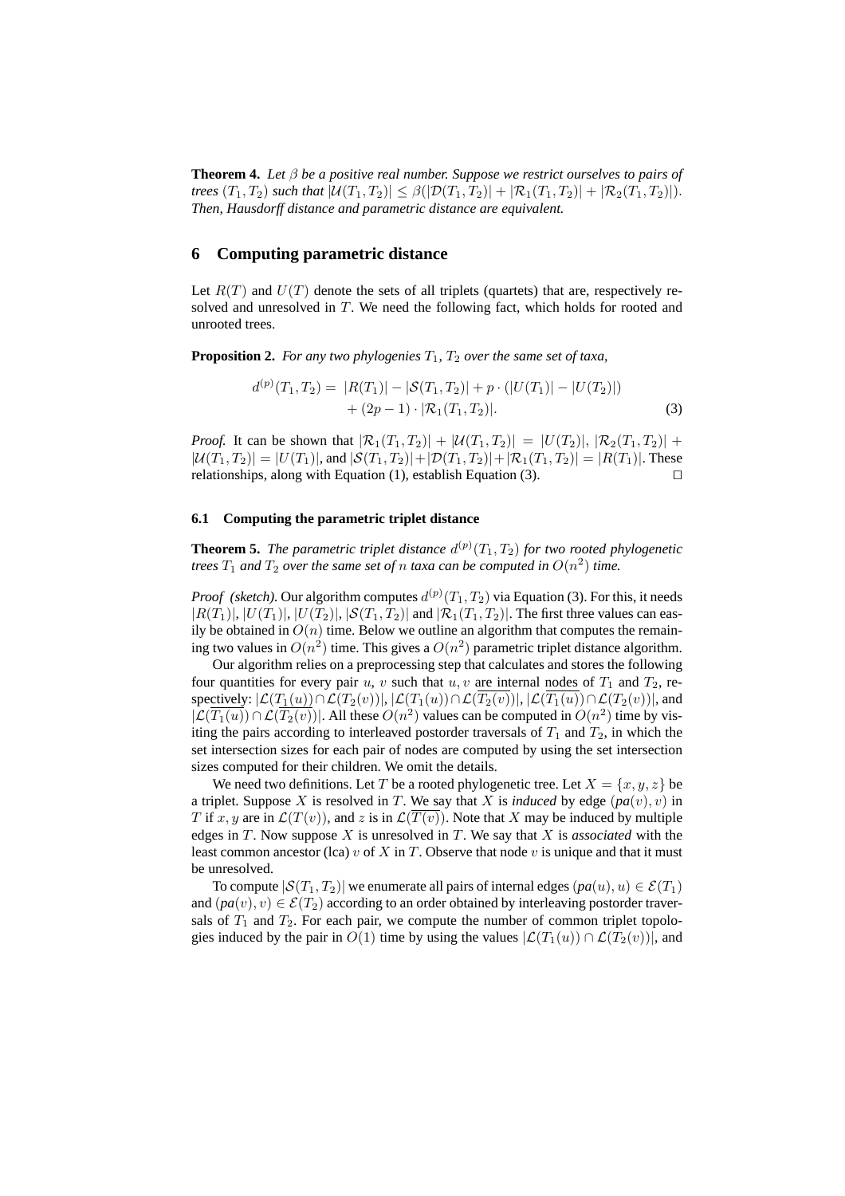**Theorem 4.** *Let $\beta$ be a positive real number. Suppose we restrict ourselves to pairs of trees $(T_1, T_2)$ such that $|\mathcal{U}(T_1, T_2)| \leq \beta(|\mathcal{D}(T_1, T_2)| + |\mathcal{R}_1(T_1, T_2)| + |\mathcal{R}_2(T_1, T_2)|)$. Then, Hausdorff distance and parametric distance are equivalent.*

## 6 Computing parametric distance

Let $R(T)$ and $U(T)$ denote the sets of all triplets (quartets) that are, respectively resolved and unresolved in $T$. We need the following fact, which holds for rooted and unrooted trees.

**Proposition 2.** *For any two phylogenies $T_1$, $T_2$ over the same set of taxa,*

$$d^{(p)}(T_1, T_2) = |R(T_1)| - |\mathcal{S}(T_1, T_2)| + p \cdot (|U(T_1)| - |U(T_2)|) + (2p - 1) \cdot |\mathcal{R}_1(T_1, T_2)|. \tag{3}$$

*Proof.* It can be shown that $|\mathcal{R}_1(T_1, T_2)| + |\mathcal{U}(T_1, T_2)| = |U(T_2)|$, $|\mathcal{R}_2(T_1, T_2)| + |\mathcal{U}(T_1, T_2)| = |U(T_1)|$, and $|\mathcal{S}(T_1, T_2)| + |\mathcal{D}(T_1, T_2)| + |\mathcal{R}_1(T_1, T_2)| = |R(T_1)|$. These relationships, along with Equation (1), establish Equation (3). $\square$

### 6.1 Computing the parametric triplet distance

**Theorem 5.** *The parametric triplet distance $d^{(p)}(T_1, T_2)$ for two rooted phylogenetic trees $T_1$ and $T_2$ over the same set of $n$ taxa can be computed in $O(n^2)$ time.*

*Proof (sketch).* Our algorithm computes $d^{(p)}(T_1, T_2)$ via Equation (3). For this, it needs $|R(T_1)|$, $|U(T_1)|$, $|U(T_2)|$, $|\mathcal{S}(T_1, T_2)|$ and $|\mathcal{R}_1(T_1, T_2)|$. The first three values can easily be obtained in $O(n)$ time. Below we outline an algorithm that computes the remaining two values in $O(n^2)$ time. This gives a $O(n^2)$ parametric triplet distance algorithm.

Our algorithm relies on a preprocessing step that calculates and stores the following four quantities for every pair $u$, $v$ such that $u, v$ are internal nodes of $T_1$ and $T_2$, respectively: $|\mathcal{L}(T_1(u)) \cap \mathcal{L}(T_2(v))|$, $|\mathcal{L}(T_1(u)) \cap \mathcal{L}(\overline{T_2(v)})|$, $|\mathcal{L}(\overline{T_1(u)}) \cap \mathcal{L}(T_2(v))|$, and $|\mathcal{L}(\overline{T_1(u)}) \cap \mathcal{L}(\overline{T_2(v)})|$. All these $O(n^2)$ values can be computed in $O(n^2)$ time by visiting the pairs according to interleaved postorder traversals of $T_1$ and $T_2$, in which the set intersection sizes for each pair of nodes are computed by using the set intersection sizes computed for their children. We omit the details.

We need two definitions. Let $T$ be a rooted phylogenetic tree. Let $X = \{x, y, z\}$ be a triplet. Suppose $X$ is resolved in $T$. We say that $X$ is *induced* by edge $(pa(v), v)$ in $T$ if $x, y$ are in $\mathcal{L}(T(v))$, and $z$ is in $\mathcal{L}(\overline{T(v)})$. Note that $X$ may be induced by multiple edges in $T$. Now suppose $X$ is unresolved in $T$. We say that $X$ is *associated* with the least common ancestor (lca) $v$ of $X$ in $T$. Observe that node $v$ is unique and that it must be unresolved.

To compute $|\mathcal{S}(T_1, T_2)|$ we enumerate all pairs of internal edges $(pa(u), u) \in \mathcal{E}(T_1)$ and $(pa(v), v) \in \mathcal{E}(T_2)$ according to an order obtained by interleaving postorder traversals of $T_1$ and $T_2$. For each pair, we compute the number of common triplet topologies induced by the pair in $O(1)$ time by using the values $|\mathcal{L}(T_1(u)) \cap \mathcal{L}(T_2(v))|$, and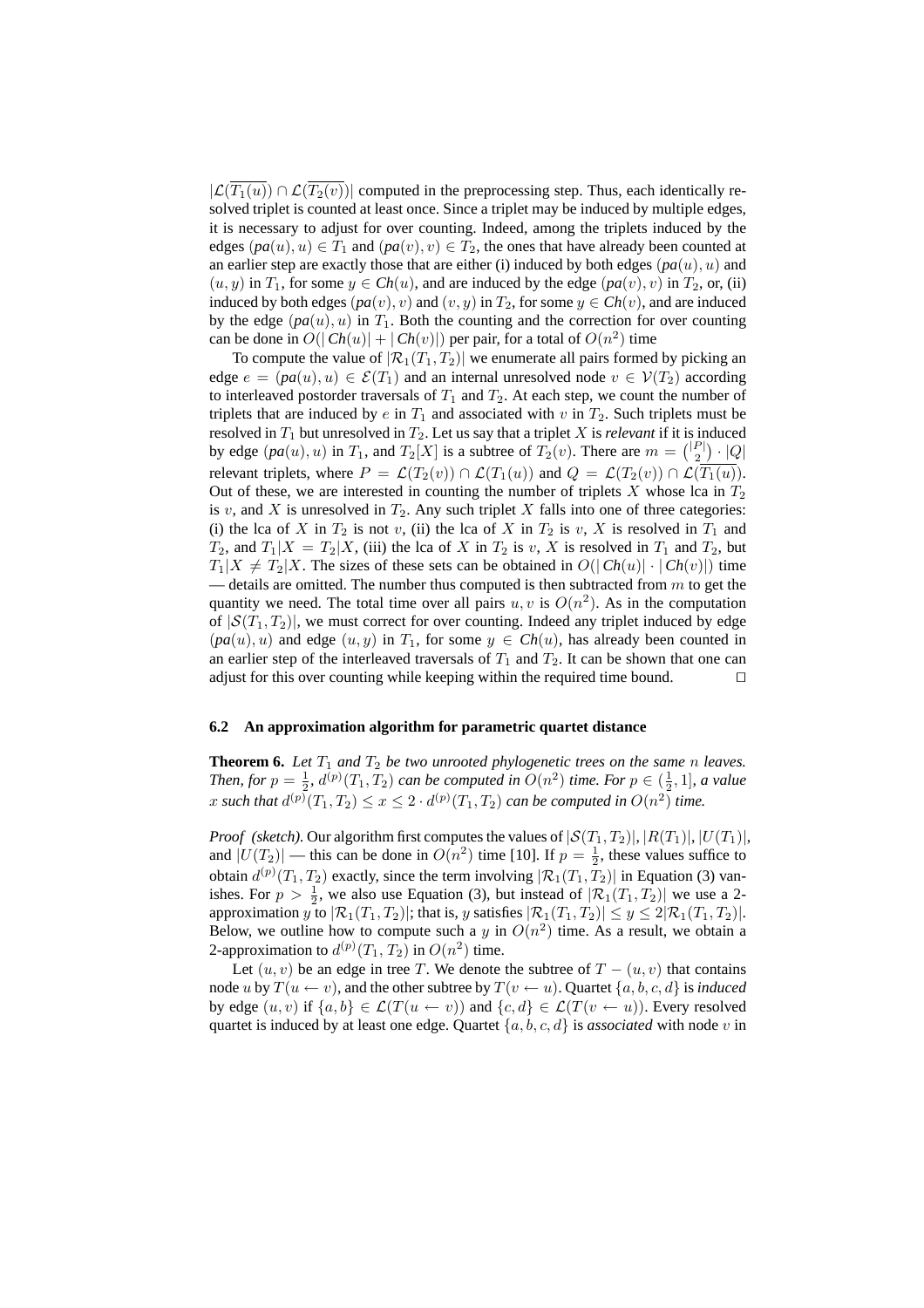$|\mathcal{L}(\overline{T_1(u)}) \cap \mathcal{L}(\overline{T_2(v)})|$ computed in the preprocessing step. Thus, each identically resolved triplet is counted at least once. Since a triplet may be induced by multiple edges, it is necessary to adjust for over counting. Indeed, among the triplets induced by the edges $(\mathit{pa}(u), u) \in T_1$ and $(\mathit{pa}(v), v) \in T_2$, the ones that have already been counted at an earlier step are exactly those that are either (i) induced by both edges $(\mathit{pa}(u), u)$ and $(u, y)$ in $T_1$, for some $y \in \mathit{Ch}(u)$, and are induced by the edge $(\mathit{pa}(v), v)$ in $T_2$, or, (ii) induced by both edges $(\mathit{pa}(v), v)$ and $(v, y)$ in $T_2$, for some $y \in \mathit{Ch}(v)$, and are induced by the edge $(\mathit{pa}(u), u)$ in $T_1$. Both the counting and the correction for over counting can be done in $O(|\mathit{Ch}(u)| + |\mathit{Ch}(v)|)$ per pair, for a total of $O(n^2)$ time

To compute the value of $|\mathcal{R}_1(T_1, T_2)|$ we enumerate all pairs formed by picking an edge $e = (\mathit{pa}(u), u) \in \mathcal{E}(T_1)$ and an internal unresolved node $v \in \mathcal{V}(T_2)$ according to interleaved postorder traversals of $T_1$ and $T_2$. At each step, we count the number of triplets that are induced by $e$ in $T_1$ and associated with $v$ in $T_2$. Such triplets must be resolved in $T_1$ but unresolved in $T_2$. Let us say that a triplet $X$ is *relevant* if it is induced by edge $(\mathit{pa}(u), u)$ in $T_1$, and $T_2[X]$ is a subtree of $T_2(v)$. There are $m = \binom{|P|}{2} \cdot |Q|$ relevant triplets, where $P = \mathcal{L}(T_2(v)) \cap \mathcal{L}(T_1(u))$ and $Q = \mathcal{L}(T_2(v)) \cap \mathcal{L}(\overline{T_1(u)})$. Out of these, we are interested in counting the number of triplets $X$ whose lca in $T_2$ is $v$, and $X$ is unresolved in $T_2$. Any such triplet $X$ falls into one of three categories: (i) the lca of $X$ in $T_2$ is not $v$, (ii) the lca of $X$ in $T_2$ is $v$, $X$ is resolved in $T_1$ and $T_2$, and $T_1|X = T_2|X$, (iii) the lca of $X$ in $T_2$ is $v$, $X$ is resolved in $T_1$ and $T_2$, but $T_1|X \neq T_2|X$. The sizes of these sets can be obtained in $O(|\mathit{Ch}(u)| \cdot |\mathit{Ch}(v)|)$ time — details are omitted. The number thus computed is then subtracted from $m$ to get the quantity we need. The total time over all pairs $u, v$ is $O(n^2)$. As in the computation of $|\mathcal{S}(T_1, T_2)|$, we must correct for over counting. Indeed any triplet induced by edge $(\mathit{pa}(u), u)$ and edge $(u, y)$ in $T_1$, for some $y \in \mathit{Ch}(u)$, has already been counted in an earlier step of the interleaved traversals of $T_1$ and $T_2$. It can be shown that one can adjust for this over counting while keeping within the required time bound. □

### 6.2 An approximation algorithm for parametric quartet distance

**Theorem 6.** *Let $T_1$ and $T_2$ be two unrooted phylogenetic trees on the same $n$ leaves. Then, for $p = \frac{1}{2}$, $d^{(p)}(T_1, T_2)$ can be computed in $O(n^2)$ time. For $p \in (\frac{1}{2}, 1]$, a value $x$ such that $d^{(p)}(T_1, T_2) \leq x \leq 2 \cdot d^{(p)}(T_1, T_2)$ can be computed in $O(n^2)$ time.*

*Proof (sketch).* Our algorithm first computes the values of $|\mathcal{S}(T_1, T_2)|$, $|R(T_1)|$, $|U(T_1)|$, and $|U(T_2)|$ — this can be done in $O(n^2)$ time [10]. If $p = \frac{1}{2}$, these values suffice to obtain $d^{(p)}(T_1, T_2)$ exactly, since the term involving $|\mathcal{R}_1(T_1, T_2)|$ in Equation (3) vanishes. For $p > \frac{1}{2}$, we also use Equation (3), but instead of $|\mathcal{R}_1(T_1, T_2)|$ we use a 2-approximation $y$ to $|\mathcal{R}_1(T_1, T_2)|$; that is, $y$ satisfies $|\mathcal{R}_1(T_1, T_2)| \leq y \leq 2|\mathcal{R}_1(T_1, T_2)|$. Below, we outline how to compute such a $y$ in $O(n^2)$ time. As a result, we obtain a 2-approximation to $d^{(p)}(T_1, T_2)$ in $O(n^2)$ time.

Let $(u, v)$ be an edge in tree $T$. We denote the subtree of $T - (u, v)$ that contains node $u$ by $T(u \leftarrow v)$, and the other subtree by $T(v \leftarrow u)$. Quartet $\{a, b, c, d\}$ is *induced* by edge $(u, v)$ if $\{a, b\} \in \mathcal{L}(T(u \leftarrow v))$ and $\{c, d\} \in \mathcal{L}(T(v \leftarrow u))$. Every resolved quartet is induced by at least one edge. Quartet $\{a, b, c, d\}$ is *associated* with node $v$ in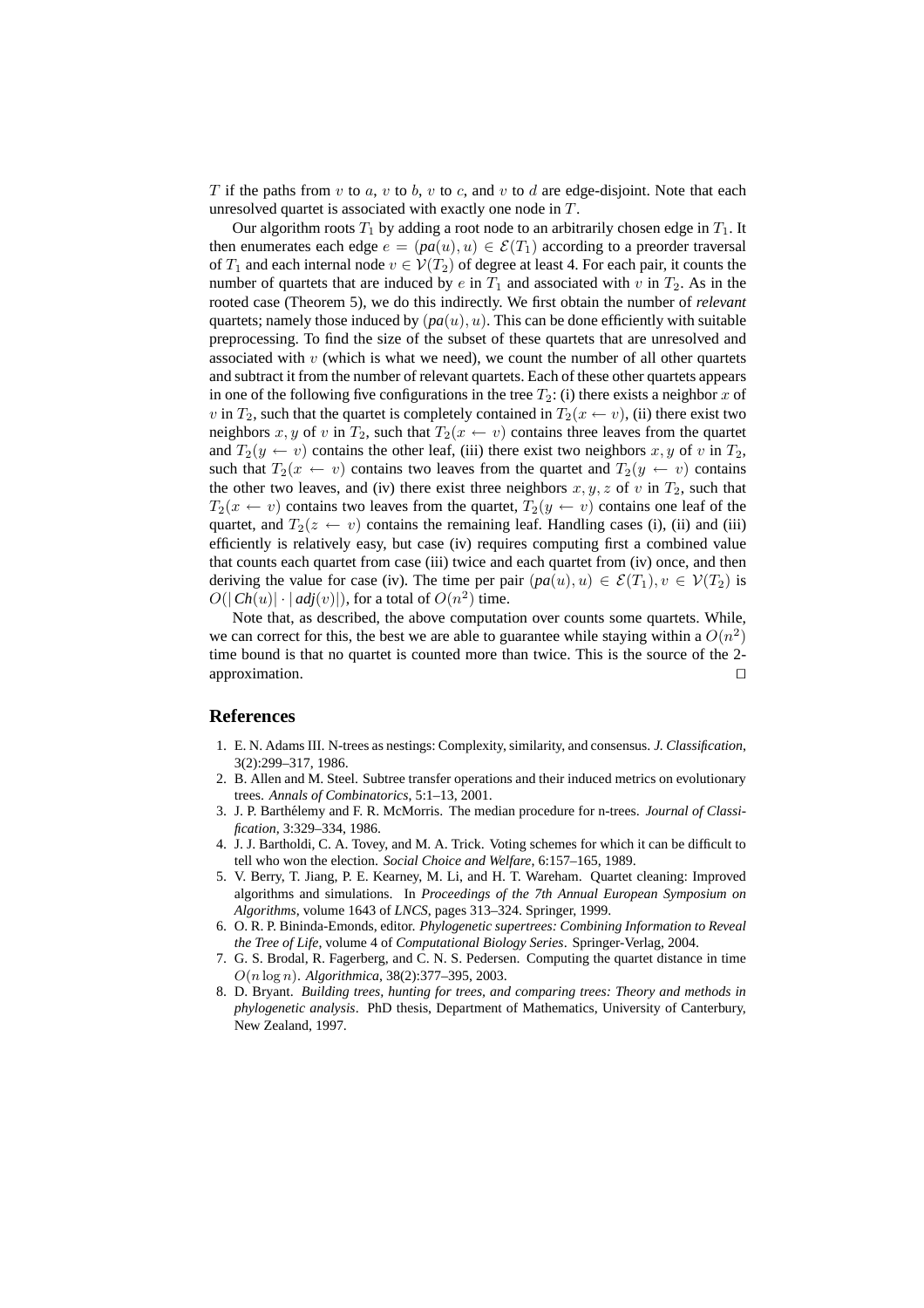$T$ if the paths from $v$ to $a$, $v$ to $b$, $v$ to $c$, and $v$ to $d$ are edge-disjoint. Note that each unresolved quartet is associated with exactly one node in $T$.

Our algorithm roots $T_1$ by adding a root node to an arbitrarily chosen edge in $T_1$. It then enumerates each edge $e = (pa(u), u) \in \mathcal{E}(T_1)$ according to a preorder traversal of $T_1$ and each internal node $v \in \mathcal{V}(T_2)$ of degree at least 4. For each pair, it counts the number of quartets that are induced by $e$ in $T_1$ and associated with $v$ in $T_2$. As in the rooted case (Theorem 5), we do this indirectly. We first obtain the number of *relevant* quartets; namely those induced by $(pa(u), u)$. This can be done efficiently with suitable preprocessing. To find the size of the subset of these quartets that are unresolved and associated with $v$ (which is what we need), we count the number of all other quartets and subtract it from the number of relevant quartets. Each of these other quartets appears in one of the following five configurations in the tree $T_2$: (i) there exists a neighbor $x$ of $v$ in $T_2$, such that the quartet is completely contained in $T_2(x \leftarrow v)$, (ii) there exist two neighbors $x, y$ of $v$ in $T_2$, such that $T_2(x \leftarrow v)$ contains three leaves from the quartet and $T_2(y \leftarrow v)$ contains the other leaf, (iii) there exist two neighbors $x, y$ of $v$ in $T_2$, such that $T_2(x \leftarrow v)$ contains two leaves from the quartet and $T_2(y \leftarrow v)$ contains the other two leaves, and (iv) there exist three neighbors $x, y, z$ of $v$ in $T_2$, such that $T_2(x \leftarrow v)$ contains two leaves from the quartet, $T_2(y \leftarrow v)$ contains one leaf of the quartet, and $T_2(z \leftarrow v)$ contains the remaining leaf. Handling cases (i), (ii) and (iii) efficiently is relatively easy, but case (iv) requires computing first a combined value that counts each quartet from case (iii) twice and each quartet from (iv) once, and then deriving the value for case (iv). The time per pair $(pa(u), u) \in \mathcal{E}(T_1), v \in \mathcal{V}(T_2)$ is $O(|Ch(u)| \cdot |adj(v)|)$, for a total of $O(n^2)$ time.

Note that, as described, the above computation over counts some quartets. While, we can correct for this, the best we are able to guarantee while staying within a $O(n^2)$ time bound is that no quartet is counted more than twice. This is the source of the 2-approximation. □

## References

1. E. N. Adams III. N-trees as nestings: Complexity, similarity, and consensus. *J. Classification*, 3(2):299–317, 1986.
2. B. Allen and M. Steel. Subtree transfer operations and their induced metrics on evolutionary trees. *Annals of Combinatorics*, 5:1–13, 2001.
3. J. P. Barthélemy and F. R. McMorris. The median procedure for n-trees. *Journal of Classification*, 3:329–334, 1986.
4. J. J. Bartholdi, C. A. Tovey, and M. A. Trick. Voting schemes for which it can be difficult to tell who won the election. *Social Choice and Welfare*, 6:157–165, 1989.
5. V. Berry, T. Jiang, P. E. Kearney, M. Li, and H. T. Wareham. Quartet cleaning: Improved algorithms and simulations. In *Proceedings of the 7th Annual European Symposium on Algorithms*, volume 1643 of *LNCS*, pages 313–324. Springer, 1999.
6. O. R. P. Bininda-Emonds, editor. *Phylogenetic supertrees: Combining Information to Reveal the Tree of Life*, volume 4 of *Computational Biology Series*. Springer-Verlag, 2004.
7. G. S. Brodal, R. Fagerberg, and C. N. S. Pedersen. Computing the quartet distance in time $O(n \log n)$. *Algorithmica*, 38(2):377–395, 2003.
8. D. Bryant. *Building trees, hunting for trees, and comparing trees: Theory and methods in phylogenetic analysis*. PhD thesis, Department of Mathematics, University of Canterbury, New Zealand, 1997.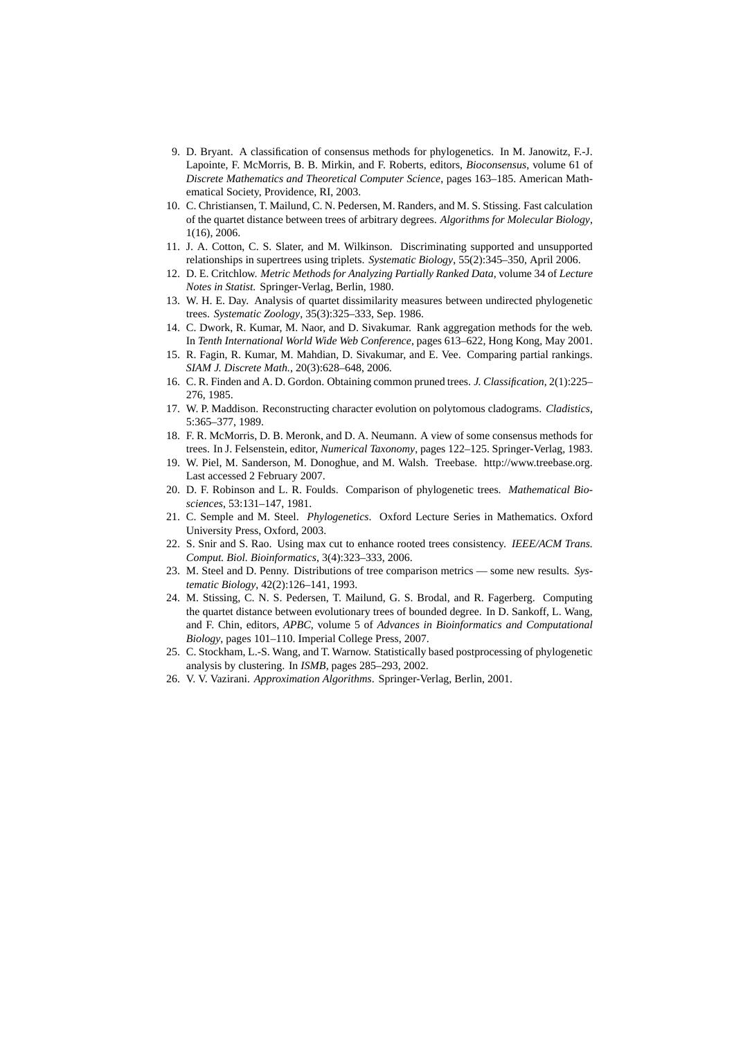9. D. Bryant. A classification of consensus methods for phylogenetics. In M. Janowitz, F.-J. Lapointe, F. McMorris, B. B. Mirkin, and F. Roberts, editors, *Bioconsensus*, volume 61 of *Discrete Mathematics and Theoretical Computer Science*, pages 163–185. American Mathematical Society, Providence, RI, 2003.
10. C. Christiansen, T. Mailund, C. N. Pedersen, M. Randers, and M. S. Stissing. Fast calculation of the quartet distance between trees of arbitrary degrees. *Algorithms for Molecular Biology*, 1(16), 2006.
11. J. A. Cotton, C. S. Slater, and M. Wilkinson. Discriminating supported and unsupported relationships in supertrees using triplets. *Systematic Biology*, 55(2):345–350, April 2006.
12. D. E. Critchlow. *Metric Methods for Analyzing Partially Ranked Data*, volume 34 of *Lecture Notes in Statist.* Springer-Verlag, Berlin, 1980.
13. W. H. E. Day. Analysis of quartet dissimilarity measures between undirected phylogenetic trees. *Systematic Zoology*, 35(3):325–333, Sep. 1986.
14. C. Dwork, R. Kumar, M. Naor, and D. Sivakumar. Rank aggregation methods for the web. In *Tenth International World Wide Web Conference*, pages 613–622, Hong Kong, May 2001.
15. R. Fagin, R. Kumar, M. Mahdian, D. Sivakumar, and E. Vee. Comparing partial rankings. *SIAM J. Discrete Math.*, 20(3):628–648, 2006.
16. C. R. Finden and A. D. Gordon. Obtaining common pruned trees. *J. Classification*, 2(1):225–276, 1985.
17. W. P. Maddison. Reconstructing character evolution on polytomous cladograms. *Cladistics*, 5:365–377, 1989.
18. F. R. McMorris, D. B. Meronk, and D. A. Neumann. A view of some consensus methods for trees. In J. Felsenstein, editor, *Numerical Taxonomy*, pages 122–125. Springer-Verlag, 1983.
19. W. Piel, M. Sanderson, M. Donoghue, and M. Walsh. Treebase. http://www.treebase.org. Last accessed 2 February 2007.
20. D. F. Robinson and L. R. Foulds. Comparison of phylogenetic trees. *Mathematical Biosciences*, 53:131–147, 1981.
21. C. Semple and M. Steel. *Phylogenetics*. Oxford Lecture Series in Mathematics. Oxford University Press, Oxford, 2003.
22. S. Snir and S. Rao. Using max cut to enhance rooted trees consistency. *IEEE/ACM Trans. Comput. Biol. Bioinformatics*, 3(4):323–333, 2006.
23. M. Steel and D. Penny. Distributions of tree comparison metrics — some new results. *Systematic Biology*, 42(2):126–141, 1993.
24. M. Stissing, C. N. S. Pedersen, T. Mailund, G. S. Brodal, and R. Fagerberg. Computing the quartet distance between evolutionary trees of bounded degree. In D. Sankoff, L. Wang, and F. Chin, editors, *APBC*, volume 5 of *Advances in Bioinformatics and Computational Biology*, pages 101–110. Imperial College Press, 2007.
25. C. Stockham, L.-S. Wang, and T. Warnow. Statistically based postprocessing of phylogenetic analysis by clustering. In *ISMB*, pages 285–293, 2002.
26. V. V. Vazirani. *Approximation Algorithms*. Springer-Verlag, Berlin, 2001.